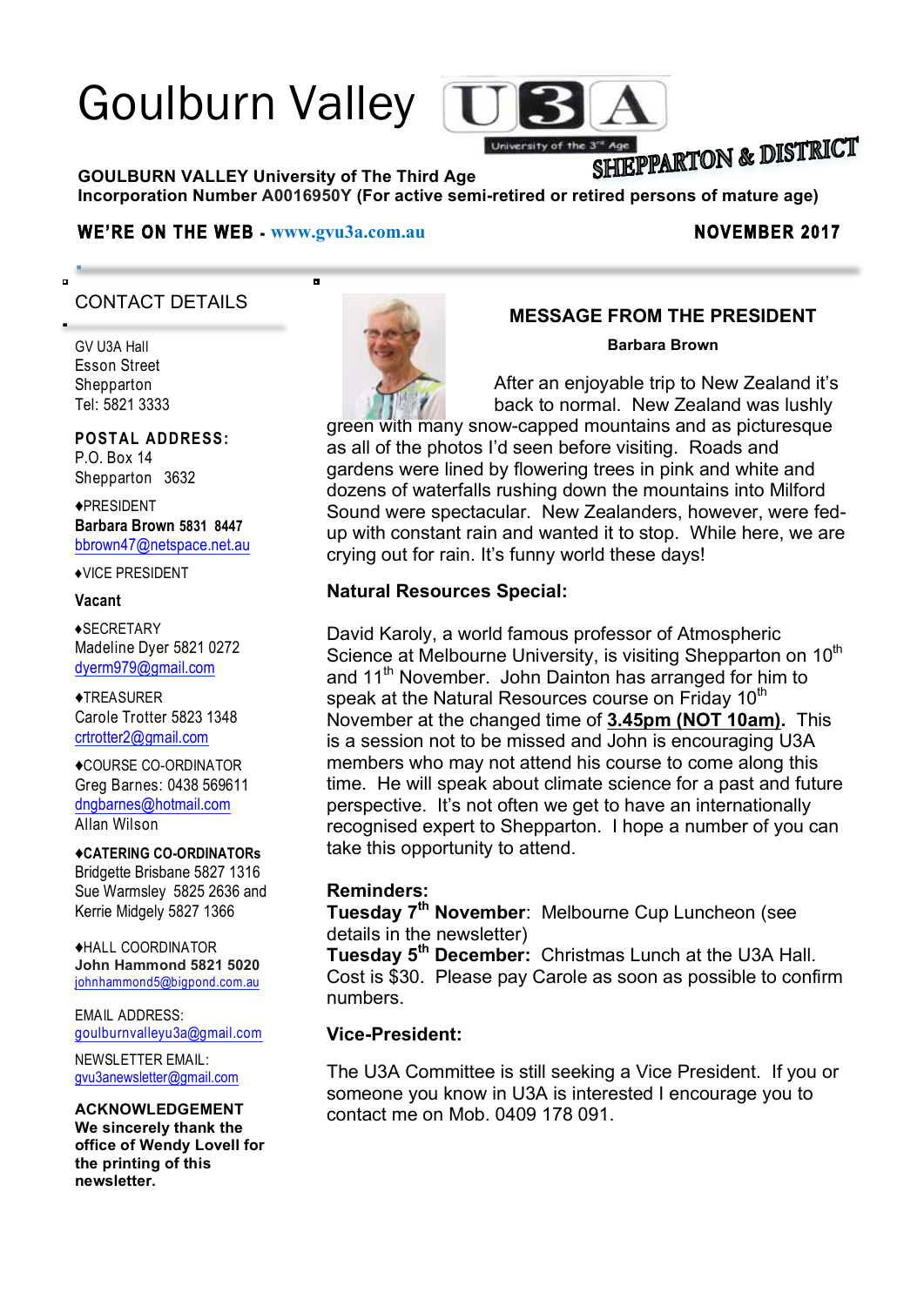# Goulburn Valley U3A

University of the 3rd Age

SHEPPARTON & DISTRICT

**GOULBURN VALLEY University of The Third Age**
**Incorporation Number A0016950Y (For active semi-retired or retired persons of mature age)**

**WE'RE ON THE WEB - www.gvu3a.com.au** **NOVEMBER 2017**

## CONTACT DETAILS

GV U3A Hall
Esson Street
Shepparton
Tel: 5821 3333

**POSTAL ADDRESS:**
P.O. Box 14
Shepparton 3632

♦PRESIDENT
**Barbara Brown 5831 8447**
bbrown47@netspace.net.au

♦VICE PRESIDENT
**Vacant**

♦SECRETARY
Madeline Dyer 5821 0272
dyerm979@gmail.com

♦TREASURER
Carole Trotter 5823 1348
crtrotter2@gmail.com

♦COURSE CO-ORDINATOR
Greg Barnes: 0438 569611
dngbarnes@hotmail.com
Allan Wilson

♦**CATERING CO-ORDINATORs**
Bridgette Brisbane 5827 1316
Sue Warmsley 5825 2636 and
Kerrie Midgely 5827 1366

♦HALL COORDINATOR
**John Hammond 5821 5020**
johnhammond5@bigpond.com.au

EMAIL ADDRESS:
goulburnvalleyu3a@gmail.com

NEWSLETTER EMAIL:
gvu3anewsletter@gmail.com

**ACKNOWLEDGEMENT**
**We sincerely thank the office of Wendy Lovell for the printing of this newsletter.**

## MESSAGE FROM THE PRESIDENT

**Barbara Brown**

After an enjoyable trip to New Zealand it's back to normal. New Zealand was lushly green with many snow-capped mountains and as picturesque as all of the photos I'd seen before visiting. Roads and gardens were lined by flowering trees in pink and white and dozens of waterfalls rushing down the mountains into Milford Sound were spectacular. New Zealanders, however, were fed-up with constant rain and wanted it to stop. While here, we are crying out for rain. It's funny world these days!

**Natural Resources Special:**

David Karoly, a world famous professor of Atmospheric Science at Melbourne University, is visiting Shepparton on 10th and 11th November. John Dainton has arranged for him to speak at the Natural Resources course on Friday 10th November at the changed time of **3.45pm (NOT 10am).** This is a session not to be missed and John is encouraging U3A members who may not attend his course to come along this time. He will speak about climate science for a past and future perspective. It's not often we get to have an internationally recognised expert to Shepparton. I hope a number of you can take this opportunity to attend.

**Reminders:**
**Tuesday 7th November**: Melbourne Cup Luncheon (see details in the newsletter)
**Tuesday 5th December:** Christmas Lunch at the U3A Hall. Cost is $30. Please pay Carole as soon as possible to confirm numbers.

**Vice-President:**

The U3A Committee is still seeking a Vice President. If you or someone you know in U3A is interested I encourage you to contact me on Mob. 0409 178 091.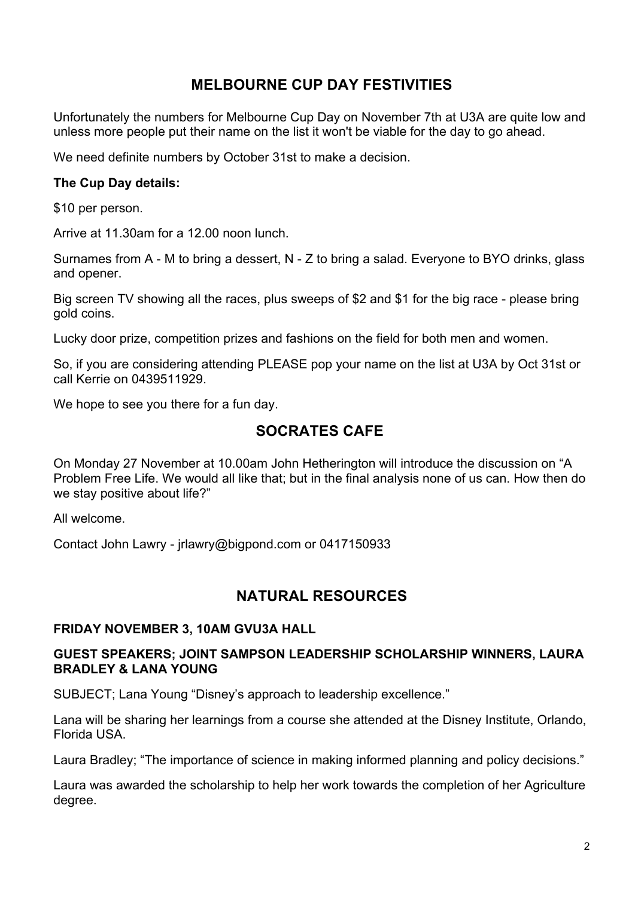## MELBOURNE CUP DAY FESTIVITIES

Unfortunately the numbers for Melbourne Cup Day on November 7th at U3A are quite low and unless more people put their name on the list it won't be viable for the day to go ahead.

We need definite numbers by October 31st to make a decision.

**The Cup Day details:**

$10 per person.

Arrive at 11.30am for a 12.00 noon lunch.

Surnames from A - M to bring a dessert, N - Z to bring a salad. Everyone to BYO drinks, glass and opener.

Big screen TV showing all the races, plus sweeps of $2 and $1 for the big race - please bring gold coins.

Lucky door prize, competition prizes and fashions on the field for both men and women.

So, if you are considering attending PLEASE pop your name on the list at U3A by Oct 31st or call Kerrie on 0439511929.

We hope to see you there for a fun day.

## SOCRATES CAFE

On Monday 27 November at 10.00am John Hetherington will introduce the discussion on "A Problem Free Life. We would all like that; but in the final analysis none of us can. How then do we stay positive about life?"

All welcome.

Contact John Lawry - jrlawry@bigpond.com or 0417150933

## NATURAL RESOURCES

**FRIDAY NOVEMBER 3, 10AM GVU3A HALL**

**GUEST SPEAKERS; JOINT SAMPSON LEADERSHIP SCHOLARSHIP WINNERS, LAURA BRADLEY & LANA YOUNG**

SUBJECT; Lana Young "Disney's approach to leadership excellence."

Lana will be sharing her learnings from a course she attended at the Disney Institute, Orlando, Florida USA.

Laura Bradley; "The importance of science in making informed planning and policy decisions."

Laura was awarded the scholarship to help her work towards the completion of her Agriculture degree.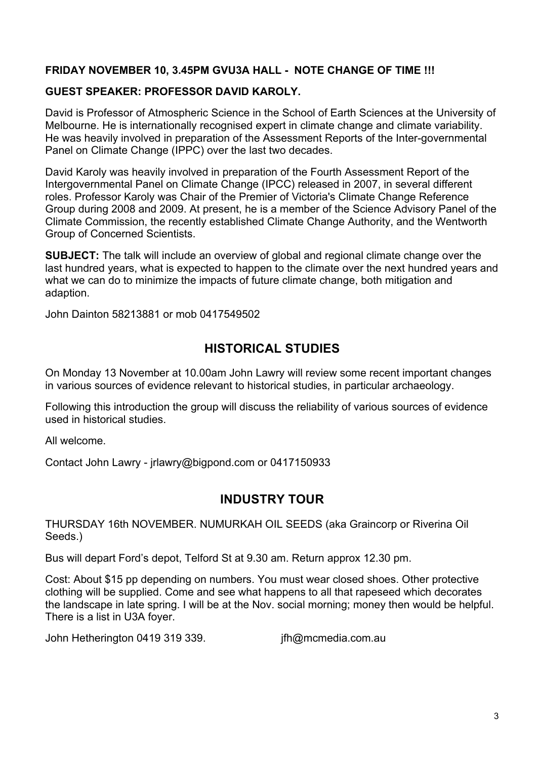**FRIDAY NOVEMBER 10, 3.45PM GVU3A HALL - NOTE CHANGE OF TIME !!!**

**GUEST SPEAKER: PROFESSOR DAVID KAROLY.**

David is Professor of Atmospheric Science in the School of Earth Sciences at the University of Melbourne. He is internationally recognised expert in climate change and climate variability. He was heavily involved in preparation of the Assessment Reports of the Inter-governmental Panel on Climate Change (IPPC) over the last two decades.

David Karoly was heavily involved in preparation of the Fourth Assessment Report of the Intergovernmental Panel on Climate Change (IPCC) released in 2007, in several different roles. Professor Karoly was Chair of the Premier of Victoria's Climate Change Reference Group during 2008 and 2009. At present, he is a member of the Science Advisory Panel of the Climate Commission, the recently established Climate Change Authority, and the Wentworth Group of Concerned Scientists.

**SUBJECT:** The talk will include an overview of global and regional climate change over the last hundred years, what is expected to happen to the climate over the next hundred years and what we can do to minimize the impacts of future climate change, both mitigation and adaption.

John Dainton 58213881 or mob 0417549502

## HISTORICAL STUDIES

On Monday 13 November at 10.00am John Lawry will review some recent important changes in various sources of evidence relevant to historical studies, in particular archaeology.

Following this introduction the group will discuss the reliability of various sources of evidence used in historical studies.

All welcome.

Contact John Lawry - jrlawry@bigpond.com or 0417150933

## INDUSTRY TOUR

THURSDAY 16th NOVEMBER. NUMURKAH OIL SEEDS (aka Graincorp or Riverina Oil Seeds.)

Bus will depart Ford's depot, Telford St at 9.30 am. Return approx 12.30 pm.

Cost: About $15 pp depending on numbers. You must wear closed shoes. Other protective clothing will be supplied. Come and see what happens to all that rapeseed which decorates the landscape in late spring. I will be at the Nov. social morning; money then would be helpful. There is a list in U3A foyer.

John Hetherington 0419 319 339. jfh@mcmedia.com.au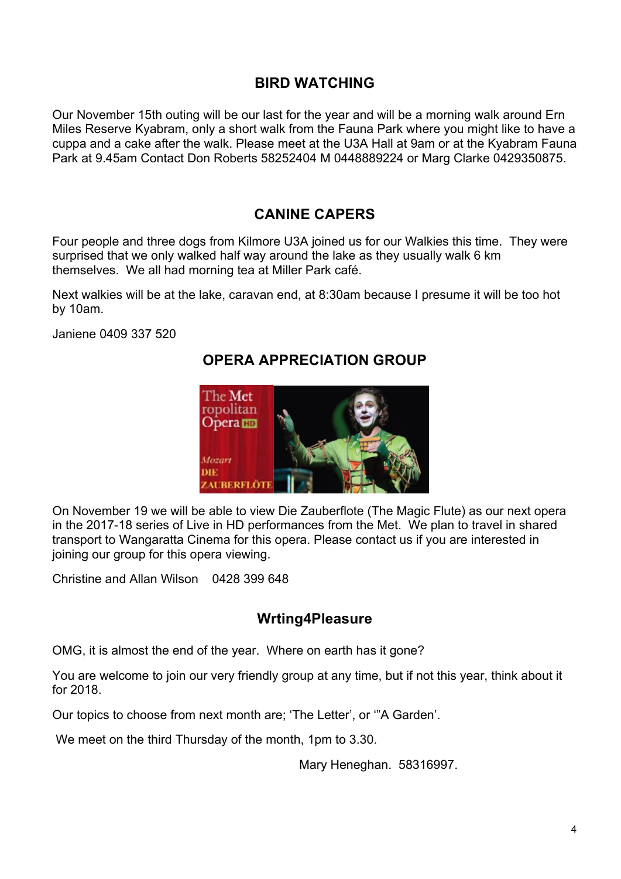## BIRD WATCHING

Our November 15th outing will be our last for the year and will be a morning walk around Ern Miles Reserve Kyabram, only a short walk from the Fauna Park where you might like to have a cuppa and a cake after the walk. Please meet at the U3A Hall at 9am or at the Kyabram Fauna Park at 9.45am Contact Don Roberts 58252404 M 0448889224 or Marg Clarke 0429350875.

## CANINE CAPERS

Four people and three dogs from Kilmore U3A joined us for our Walkies this time. They were surprised that we only walked half way around the lake as they usually walk 6 km themselves. We all had morning tea at Miller Park café.

Next walkies will be at the lake, caravan end, at 8:30am because I presume it will be too hot by 10am.

Janiene 0409 337 520

## OPERA APPRECIATION GROUP

On November 19 we will be able to view Die Zauberflote (The Magic Flute) as our next opera in the 2017-18 series of Live in HD performances from the Met. We plan to travel in shared transport to Wangaratta Cinema for this opera. Please contact us if you are interested in joining our group for this opera viewing.

Christine and Allan Wilson 0428 399 648

## Wrting4Pleasure

OMG, it is almost the end of the year. Where on earth has it gone?

You are welcome to join our very friendly group at any time, but if not this year, think about it for 2018.

Our topics to choose from next month are; 'The Letter', or '"A Garden'.

We meet on the third Thursday of the month, 1pm to 3.30.

Mary Heneghan. 58316997.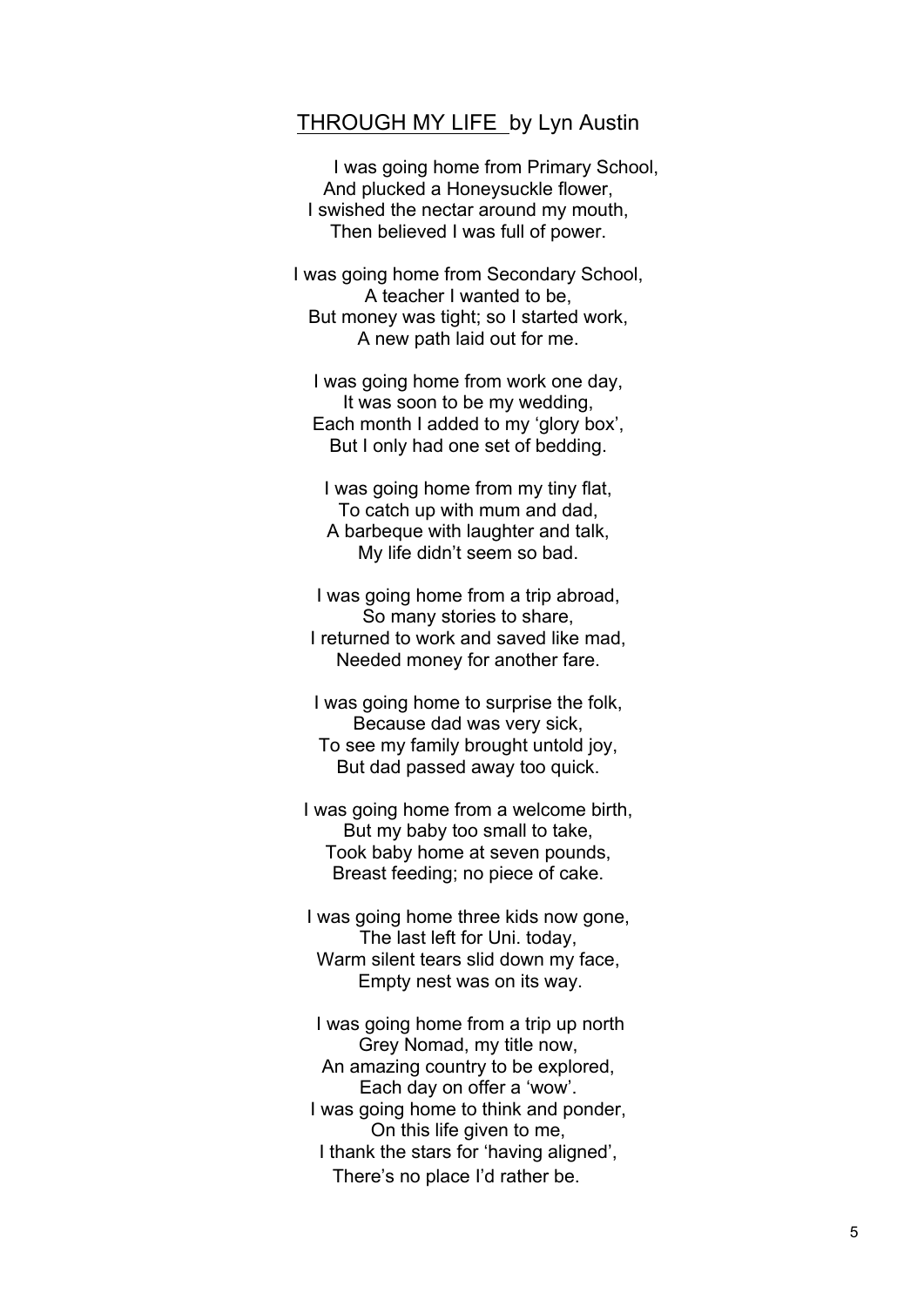## <u>THROUGH MY LIFE</u> by Lyn Austin

I was going home from Primary School,  
And plucked a Honeysuckle flower,  
I swished the nectar around my mouth,  
Then believed I was full of power.

I was going home from Secondary School,  
A teacher I wanted to be,  
But money was tight; so I started work,  
A new path laid out for me.

I was going home from work one day,  
It was soon to be my wedding,  
Each month I added to my 'glory box',  
But I only had one set of bedding.

I was going home from my tiny flat,  
To catch up with mum and dad,  
A barbeque with laughter and talk,  
My life didn't seem so bad.

I was going home from a trip abroad,  
So many stories to share,  
I returned to work and saved like mad,  
Needed money for another fare.

I was going home to surprise the folk,  
Because dad was very sick,  
To see my family brought untold joy,  
But dad passed away too quick.

I was going home from a welcome birth,  
But my baby too small to take,  
Took baby home at seven pounds,  
Breast feeding; no piece of cake.

I was going home three kids now gone,  
The last left for Uni. today,  
Warm silent tears slid down my face,  
Empty nest was on its way.

I was going home from a trip up north  
Grey Nomad, my title now,  
An amazing country to be explored,  
Each day on offer a 'wow'.  
I was going home to think and ponder,  
On this life given to me,  
I thank the stars for 'having aligned',  
There's no place I'd rather be.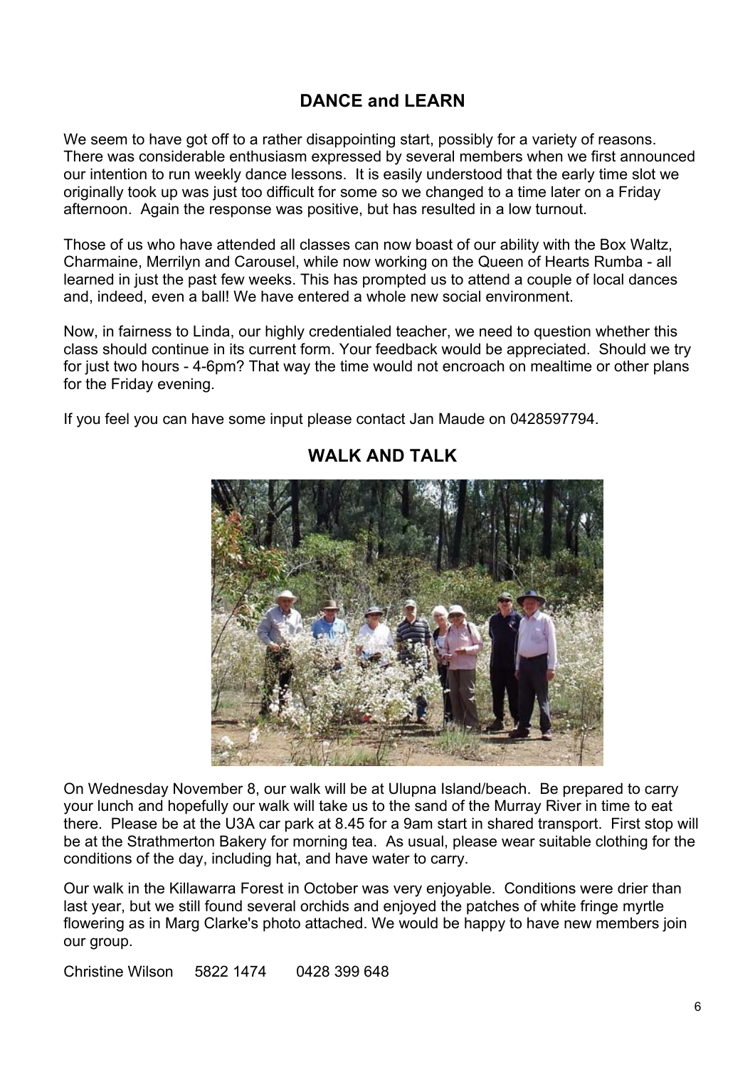## DANCE and LEARN

We seem to have got off to a rather disappointing start, possibly for a variety of reasons. There was considerable enthusiasm expressed by several members when we first announced our intention to run weekly dance lessons. It is easily understood that the early time slot we originally took up was just too difficult for some so we changed to a time later on a Friday afternoon. Again the response was positive, but has resulted in a low turnout.

Those of us who have attended all classes can now boast of our ability with the Box Waltz, Charmaine, Merrilyn and Carousel, while now working on the Queen of Hearts Rumba - all learned in just the past few weeks. This has prompted us to attend a couple of local dances and, indeed, even a ball! We have entered a whole new social environment.

Now, in fairness to Linda, our highly credentialed teacher, we need to question whether this class should continue in its current form. Your feedback would be appreciated. Should we try for just two hours - 4-6pm? That way the time would not encroach on mealtime or other plans for the Friday evening.

If you feel you can have some input please contact Jan Maude on 0428597794.

## WALK AND TALK

On Wednesday November 8, our walk will be at Ulupna Island/beach. Be prepared to carry your lunch and hopefully our walk will take us to the sand of the Murray River in time to eat there. Please be at the U3A car park at 8.45 for a 9am start in shared transport. First stop will be at the Strathmerton Bakery for morning tea. As usual, please wear suitable clothing for the conditions of the day, including hat, and have water to carry.

Our walk in the Killawarra Forest in October was very enjoyable. Conditions were drier than last year, but we still found several orchids and enjoyed the patches of white fringe myrtle flowering as in Marg Clarke's photo attached. We would be happy to have new members join our group.

Christine Wilson 5822 1474 0428 399 648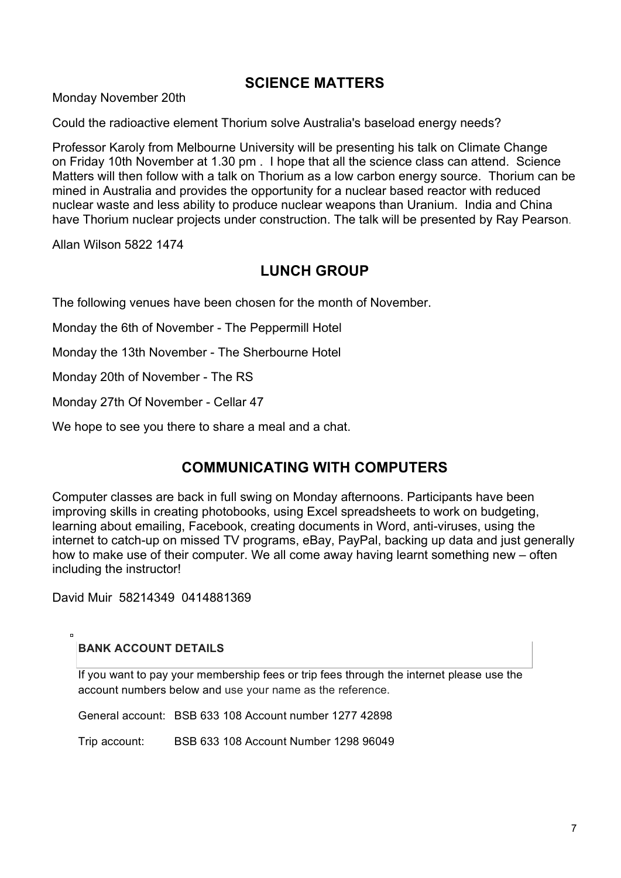## SCIENCE MATTERS

Monday November 20th

Could the radioactive element Thorium solve Australia's baseload energy needs?

Professor Karoly from Melbourne University will be presenting his talk on Climate Change on Friday 10th November at 1.30 pm . I hope that all the science class can attend. Science Matters will then follow with a talk on Thorium as a low carbon energy source. Thorium can be mined in Australia and provides the opportunity for a nuclear based reactor with reduced nuclear waste and less ability to produce nuclear weapons than Uranium. India and China have Thorium nuclear projects under construction. The talk will be presented by Ray Pearson.

Allan Wilson 5822 1474

## LUNCH GROUP

The following venues have been chosen for the month of November.

Monday the 6th of November - The Peppermill Hotel

Monday the 13th November - The Sherbourne Hotel

Monday 20th of November - The RS

Monday 27th Of November - Cellar 47

We hope to see you there to share a meal and a chat.

## COMMUNICATING WITH COMPUTERS

Computer classes are back in full swing on Monday afternoons. Participants have been improving skills in creating photobooks, using Excel spreadsheets to work on budgeting, learning about emailing, Facebook, creating documents in Word, anti-viruses, using the internet to catch-up on missed TV programs, eBay, PayPal, backing up data and just generally how to make use of their computer. We all come away having learnt something new – often including the instructor!

David Muir 58214349 0414881369

**BANK ACCOUNT DETAILS**

If you want to pay your membership fees or trip fees through the internet please use the account numbers below and use your name as the reference.

General account: BSB 633 108 Account number 1277 42898

Trip account: BSB 633 108 Account Number 1298 96049